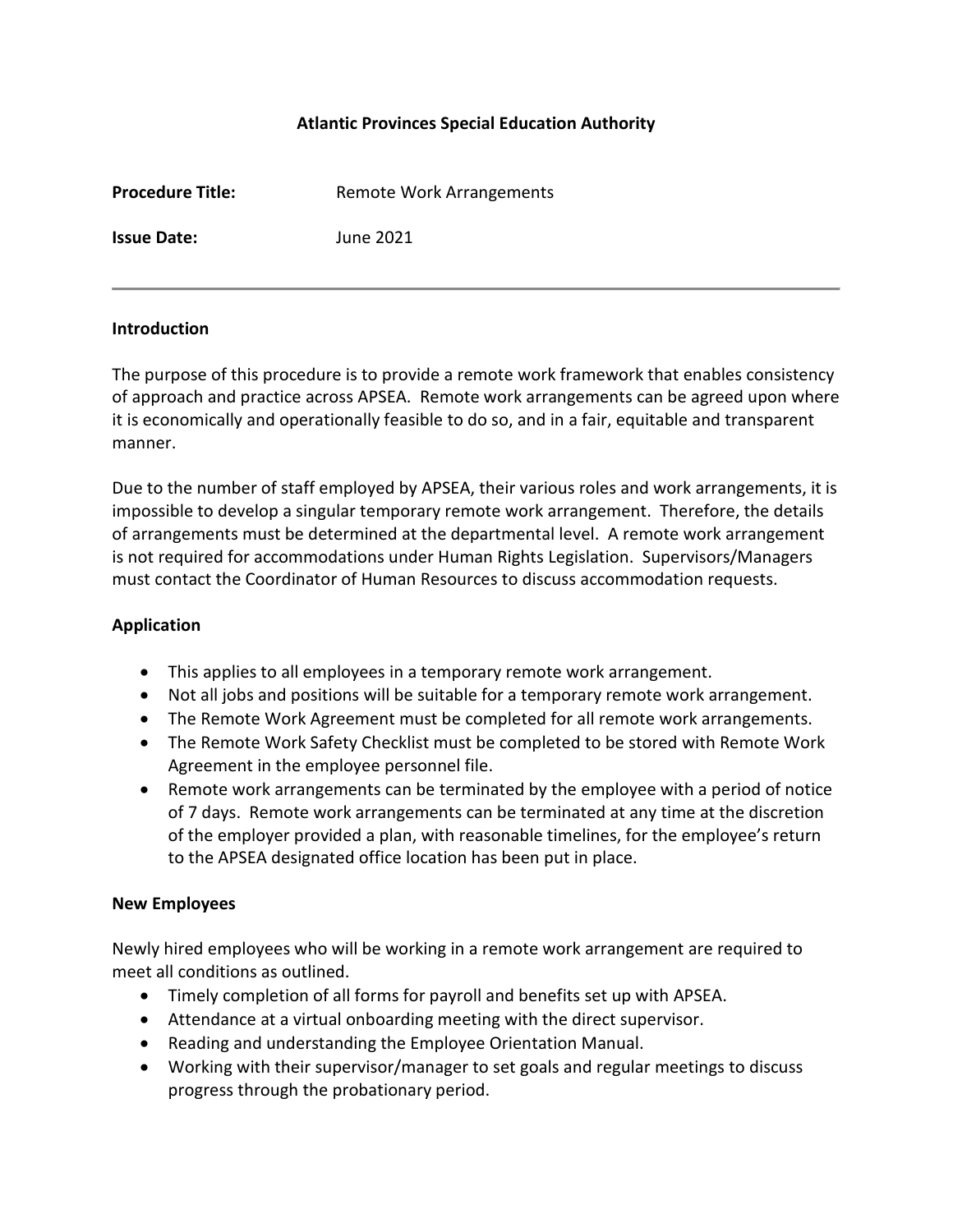# Atlantic Provinces Special Education Authority

**Procedure Title:** Remote Work Arrangements

**Issue Date:** June 2021

---

## Introduction

The purpose of this procedure is to provide a remote work framework that enables consistency of approach and practice across APSEA. Remote work arrangements can be agreed upon where it is economically and operationally feasible to do so, and in a fair, equitable and transparent manner.

Due to the number of staff employed by APSEA, their various roles and work arrangements, it is impossible to develop a singular temporary remote work arrangement. Therefore, the details of arrangements must be determined at the departmental level. A remote work arrangement is not required for accommodations under Human Rights Legislation. Supervisors/Managers must contact the Coordinator of Human Resources to discuss accommodation requests.

## Application

- This applies to all employees in a temporary remote work arrangement.
- Not all jobs and positions will be suitable for a temporary remote work arrangement.
- The Remote Work Agreement must be completed for all remote work arrangements.
- The Remote Work Safety Checklist must be completed to be stored with Remote Work Agreement in the employee personnel file.
- Remote work arrangements can be terminated by the employee with a period of notice of 7 days. Remote work arrangements can be terminated at any time at the discretion of the employer provided a plan, with reasonable timelines, for the employee's return to the APSEA designated office location has been put in place.

## New Employees

Newly hired employees who will be working in a remote work arrangement are required to meet all conditions as outlined.

- Timely completion of all forms for payroll and benefits set up with APSEA.
- Attendance at a virtual onboarding meeting with the direct supervisor.
- Reading and understanding the Employee Orientation Manual.
- Working with their supervisor/manager to set goals and regular meetings to discuss progress through the probationary period.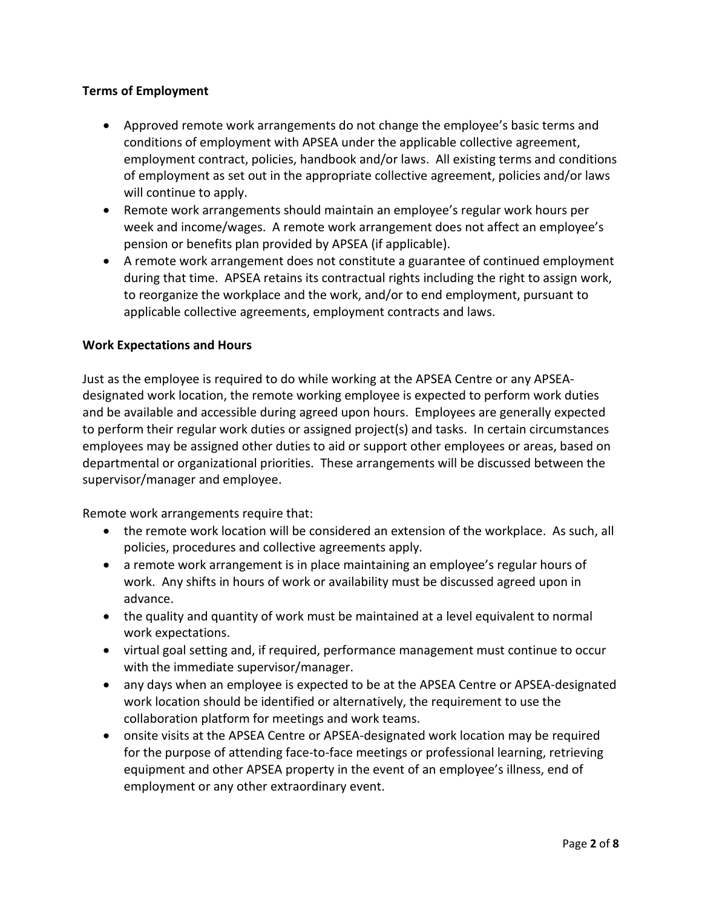**Terms of Employment**

- Approved remote work arrangements do not change the employee's basic terms and conditions of employment with APSEA under the applicable collective agreement, employment contract, policies, handbook and/or laws. All existing terms and conditions of employment as set out in the appropriate collective agreement, policies and/or laws will continue to apply.
- Remote work arrangements should maintain an employee's regular work hours per week and income/wages. A remote work arrangement does not affect an employee's pension or benefits plan provided by APSEA (if applicable).
- A remote work arrangement does not constitute a guarantee of continued employment during that time. APSEA retains its contractual rights including the right to assign work, to reorganize the workplace and the work, and/or to end employment, pursuant to applicable collective agreements, employment contracts and laws.

**Work Expectations and Hours**

Just as the employee is required to do while working at the APSEA Centre or any APSEA-designated work location, the remote working employee is expected to perform work duties and be available and accessible during agreed upon hours. Employees are generally expected to perform their regular work duties or assigned project(s) and tasks. In certain circumstances employees may be assigned other duties to aid or support other employees or areas, based on departmental or organizational priorities. These arrangements will be discussed between the supervisor/manager and employee.

Remote work arrangements require that:

- the remote work location will be considered an extension of the workplace. As such, all policies, procedures and collective agreements apply.
- a remote work arrangement is in place maintaining an employee's regular hours of work. Any shifts in hours of work or availability must be discussed agreed upon in advance.
- the quality and quantity of work must be maintained at a level equivalent to normal work expectations.
- virtual goal setting and, if required, performance management must continue to occur with the immediate supervisor/manager.
- any days when an employee is expected to be at the APSEA Centre or APSEA-designated work location should be identified or alternatively, the requirement to use the collaboration platform for meetings and work teams.
- onsite visits at the APSEA Centre or APSEA-designated work location may be required for the purpose of attending face-to-face meetings or professional learning, retrieving equipment and other APSEA property in the event of an employee's illness, end of employment or any other extraordinary event.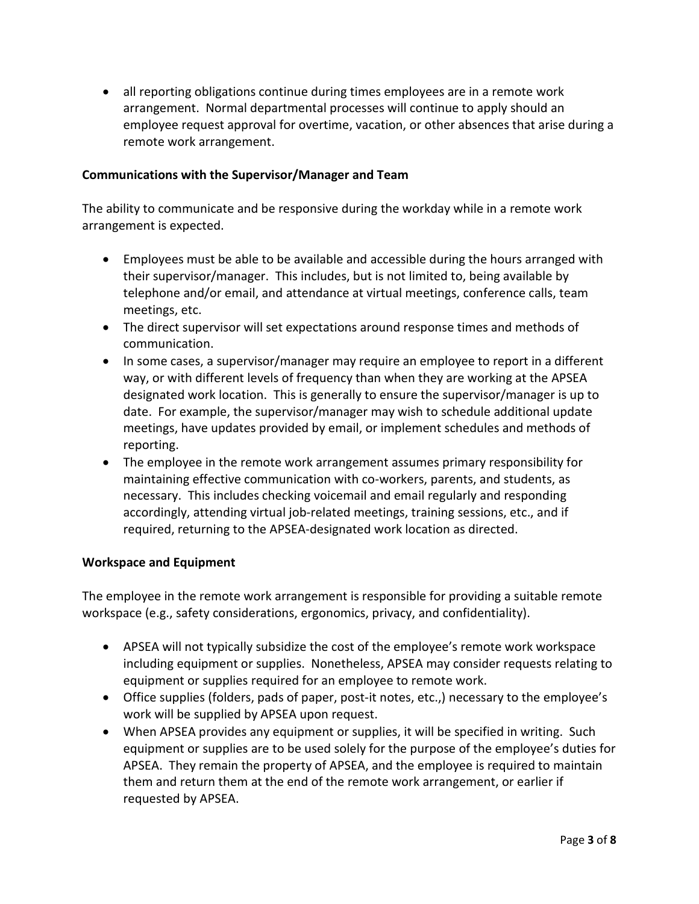- all reporting obligations continue during times employees are in a remote work arrangement. Normal departmental processes will continue to apply should an employee request approval for overtime, vacation, or other absences that arise during a remote work arrangement.

**Communications with the Supervisor/Manager and Team**

The ability to communicate and be responsive during the workday while in a remote work arrangement is expected.

- Employees must be able to be available and accessible during the hours arranged with their supervisor/manager. This includes, but is not limited to, being available by telephone and/or email, and attendance at virtual meetings, conference calls, team meetings, etc.
- The direct supervisor will set expectations around response times and methods of communication.
- In some cases, a supervisor/manager may require an employee to report in a different way, or with different levels of frequency than when they are working at the APSEA designated work location. This is generally to ensure the supervisor/manager is up to date. For example, the supervisor/manager may wish to schedule additional update meetings, have updates provided by email, or implement schedules and methods of reporting.
- The employee in the remote work arrangement assumes primary responsibility for maintaining effective communication with co-workers, parents, and students, as necessary. This includes checking voicemail and email regularly and responding accordingly, attending virtual job-related meetings, training sessions, etc., and if required, returning to the APSEA-designated work location as directed.

**Workspace and Equipment**

The employee in the remote work arrangement is responsible for providing a suitable remote workspace (e.g., safety considerations, ergonomics, privacy, and confidentiality).

- APSEA will not typically subsidize the cost of the employee's remote work workspace including equipment or supplies. Nonetheless, APSEA may consider requests relating to equipment or supplies required for an employee to remote work.
- Office supplies (folders, pads of paper, post-it notes, etc.,) necessary to the employee's work will be supplied by APSEA upon request.
- When APSEA provides any equipment or supplies, it will be specified in writing. Such equipment or supplies are to be used solely for the purpose of the employee's duties for APSEA. They remain the property of APSEA, and the employee is required to maintain them and return them at the end of the remote work arrangement, or earlier if requested by APSEA.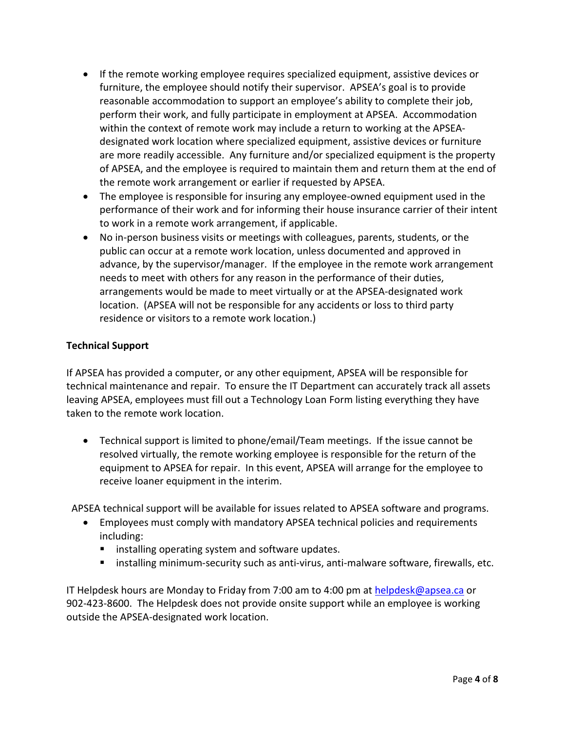- If the remote working employee requires specialized equipment, assistive devices or furniture, the employee should notify their supervisor. APSEA's goal is to provide reasonable accommodation to support an employee's ability to complete their job, perform their work, and fully participate in employment at APSEA. Accommodation within the context of remote work may include a return to working at the APSEA-designated work location where specialized equipment, assistive devices or furniture are more readily accessible. Any furniture and/or specialized equipment is the property of APSEA, and the employee is required to maintain them and return them at the end of the remote work arrangement or earlier if requested by APSEA.
- The employee is responsible for insuring any employee-owned equipment used in the performance of their work and for informing their house insurance carrier of their intent to work in a remote work arrangement, if applicable.
- No in-person business visits or meetings with colleagues, parents, students, or the public can occur at a remote work location, unless documented and approved in advance, by the supervisor/manager. If the employee in the remote work arrangement needs to meet with others for any reason in the performance of their duties, arrangements would be made to meet virtually or at the APSEA-designated work location. (APSEA will not be responsible for any accidents or loss to third party residence or visitors to a remote work location.)

**Technical Support**

If APSEA has provided a computer, or any other equipment, APSEA will be responsible for technical maintenance and repair. To ensure the IT Department can accurately track all assets leaving APSEA, employees must fill out a Technology Loan Form listing everything they have taken to the remote work location.

- Technical support is limited to phone/email/Team meetings. If the issue cannot be resolved virtually, the remote working employee is responsible for the return of the equipment to APSEA for repair. In this event, APSEA will arrange for the employee to receive loaner equipment in the interim.

APSEA technical support will be available for issues related to APSEA software and programs.

- Employees must comply with mandatory APSEA technical policies and requirements including:
  - installing operating system and software updates.
  - installing minimum-security such as anti-virus, anti-malware software, firewalls, etc.

IT Helpdesk hours are Monday to Friday from 7:00 am to 4:00 pm at helpdesk@apsea.ca or 902-423-8600. The Helpdesk does not provide onsite support while an employee is working outside the APSEA-designated work location.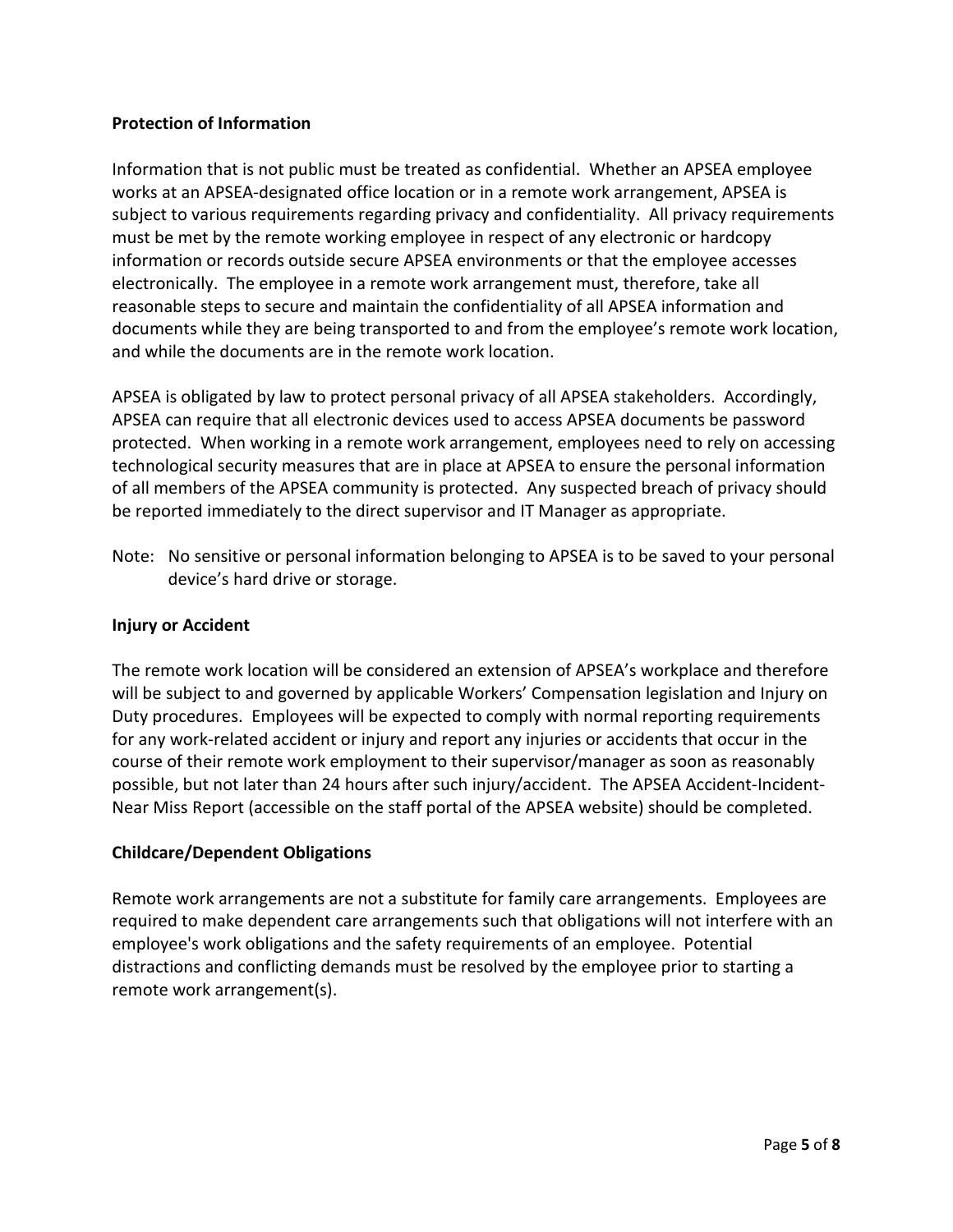**Protection of Information**

Information that is not public must be treated as confidential. Whether an APSEA employee works at an APSEA-designated office location or in a remote work arrangement, APSEA is subject to various requirements regarding privacy and confidentiality. All privacy requirements must be met by the remote working employee in respect of any electronic or hardcopy information or records outside secure APSEA environments or that the employee accesses electronically. The employee in a remote work arrangement must, therefore, take all reasonable steps to secure and maintain the confidentiality of all APSEA information and documents while they are being transported to and from the employee's remote work location, and while the documents are in the remote work location.

APSEA is obligated by law to protect personal privacy of all APSEA stakeholders. Accordingly, APSEA can require that all electronic devices used to access APSEA documents be password protected. When working in a remote work arrangement, employees need to rely on accessing technological security measures that are in place at APSEA to ensure the personal information of all members of the APSEA community is protected. Any suspected breach of privacy should be reported immediately to the direct supervisor and IT Manager as appropriate.

Note: No sensitive or personal information belonging to APSEA is to be saved to your personal device's hard drive or storage.

**Injury or Accident**

The remote work location will be considered an extension of APSEA's workplace and therefore will be subject to and governed by applicable Workers' Compensation legislation and Injury on Duty procedures. Employees will be expected to comply with normal reporting requirements for any work-related accident or injury and report any injuries or accidents that occur in the course of their remote work employment to their supervisor/manager as soon as reasonably possible, but not later than 24 hours after such injury/accident. The APSEA Accident-Incident-Near Miss Report (accessible on the staff portal of the APSEA website) should be completed.

**Childcare/Dependent Obligations**

Remote work arrangements are not a substitute for family care arrangements. Employees are required to make dependent care arrangements such that obligations will not interfere with an employee's work obligations and the safety requirements of an employee. Potential distractions and conflicting demands must be resolved by the employee prior to starting a remote work arrangement(s).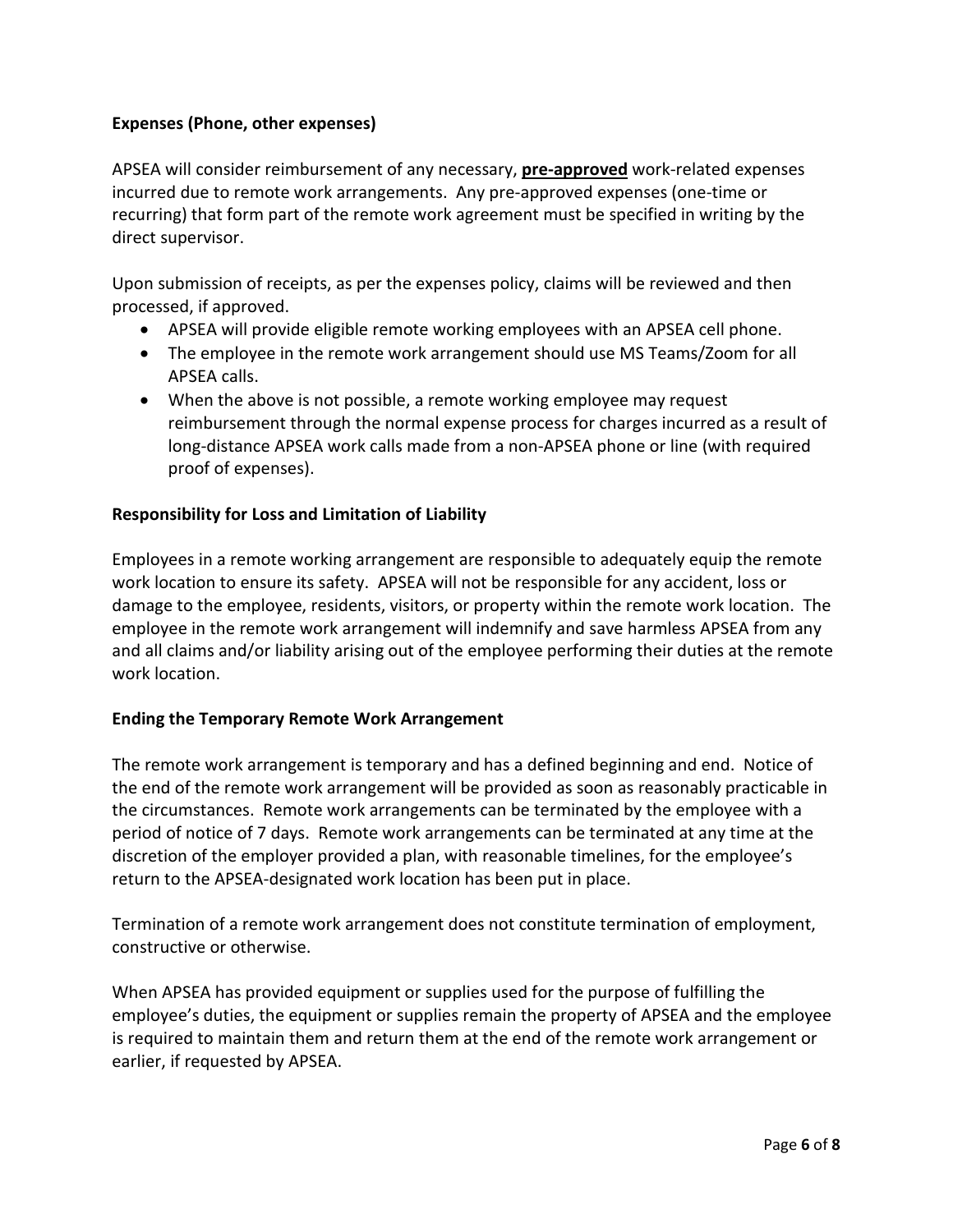**Expenses (Phone, other expenses)**

APSEA will consider reimbursement of any necessary, **pre-approved** work-related expenses incurred due to remote work arrangements. Any pre-approved expenses (one-time or recurring) that form part of the remote work agreement must be specified in writing by the direct supervisor.

Upon submission of receipts, as per the expenses policy, claims will be reviewed and then processed, if approved.

- APSEA will provide eligible remote working employees with an APSEA cell phone.
- The employee in the remote work arrangement should use MS Teams/Zoom for all APSEA calls.
- When the above is not possible, a remote working employee may request reimbursement through the normal expense process for charges incurred as a result of long-distance APSEA work calls made from a non-APSEA phone or line (with required proof of expenses).

**Responsibility for Loss and Limitation of Liability**

Employees in a remote working arrangement are responsible to adequately equip the remote work location to ensure its safety. APSEA will not be responsible for any accident, loss or damage to the employee, residents, visitors, or property within the remote work location. The employee in the remote work arrangement will indemnify and save harmless APSEA from any and all claims and/or liability arising out of the employee performing their duties at the remote work location.

**Ending the Temporary Remote Work Arrangement**

The remote work arrangement is temporary and has a defined beginning and end. Notice of the end of the remote work arrangement will be provided as soon as reasonably practicable in the circumstances. Remote work arrangements can be terminated by the employee with a period of notice of 7 days. Remote work arrangements can be terminated at any time at the discretion of the employer provided a plan, with reasonable timelines, for the employee's return to the APSEA-designated work location has been put in place.

Termination of a remote work arrangement does not constitute termination of employment, constructive or otherwise.

When APSEA has provided equipment or supplies used for the purpose of fulfilling the employee's duties, the equipment or supplies remain the property of APSEA and the employee is required to maintain them and return them at the end of the remote work arrangement or earlier, if requested by APSEA.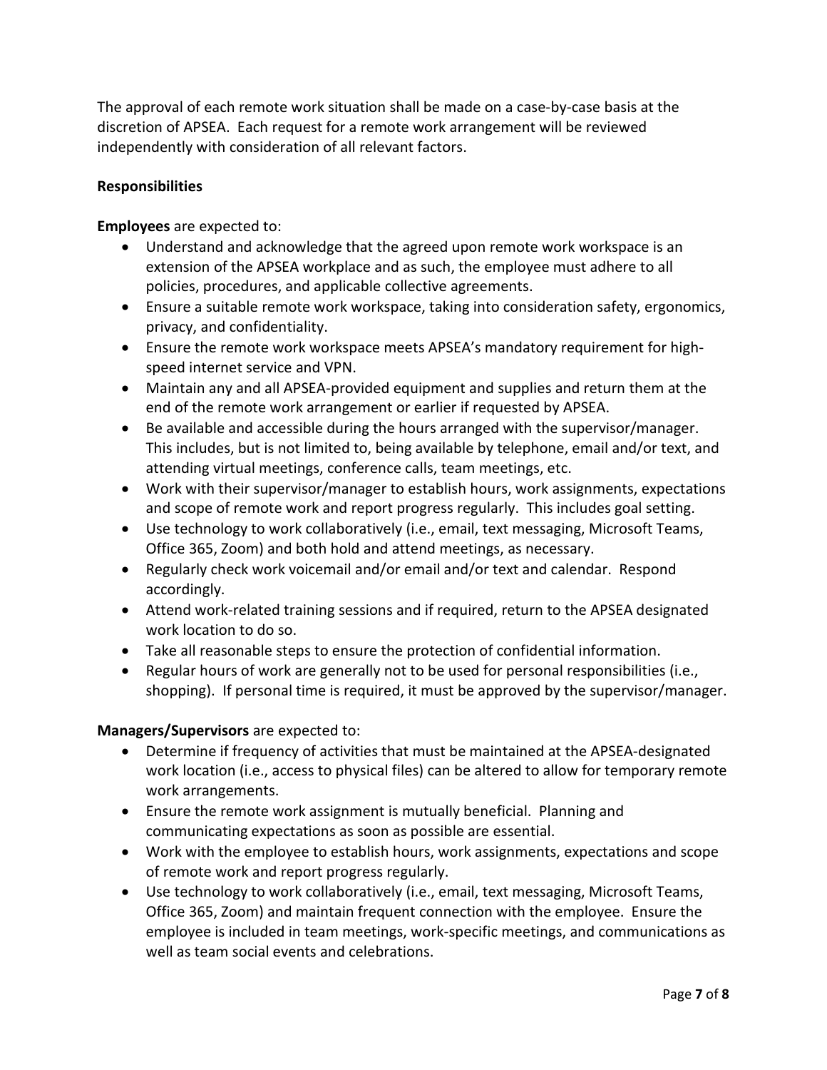The approval of each remote work situation shall be made on a case-by-case basis at the discretion of APSEA. Each request for a remote work arrangement will be reviewed independently with consideration of all relevant factors.

**Responsibilities**

**Employees** are expected to:

- Understand and acknowledge that the agreed upon remote work workspace is an extension of the APSEA workplace and as such, the employee must adhere to all policies, procedures, and applicable collective agreements.
- Ensure a suitable remote work workspace, taking into consideration safety, ergonomics, privacy, and confidentiality.
- Ensure the remote work workspace meets APSEA's mandatory requirement for high-speed internet service and VPN.
- Maintain any and all APSEA-provided equipment and supplies and return them at the end of the remote work arrangement or earlier if requested by APSEA.
- Be available and accessible during the hours arranged with the supervisor/manager. This includes, but is not limited to, being available by telephone, email and/or text, and attending virtual meetings, conference calls, team meetings, etc.
- Work with their supervisor/manager to establish hours, work assignments, expectations and scope of remote work and report progress regularly. This includes goal setting.
- Use technology to work collaboratively (i.e., email, text messaging, Microsoft Teams, Office 365, Zoom) and both hold and attend meetings, as necessary.
- Regularly check work voicemail and/or email and/or text and calendar. Respond accordingly.
- Attend work-related training sessions and if required, return to the APSEA designated work location to do so.
- Take all reasonable steps to ensure the protection of confidential information.
- Regular hours of work are generally not to be used for personal responsibilities (i.e., shopping). If personal time is required, it must be approved by the supervisor/manager.

**Managers/Supervisors** are expected to:

- Determine if frequency of activities that must be maintained at the APSEA-designated work location (i.e., access to physical files) can be altered to allow for temporary remote work arrangements.
- Ensure the remote work assignment is mutually beneficial. Planning and communicating expectations as soon as possible are essential.
- Work with the employee to establish hours, work assignments, expectations and scope of remote work and report progress regularly.
- Use technology to work collaboratively (i.e., email, text messaging, Microsoft Teams, Office 365, Zoom) and maintain frequent connection with the employee. Ensure the employee is included in team meetings, work-specific meetings, and communications as well as team social events and celebrations.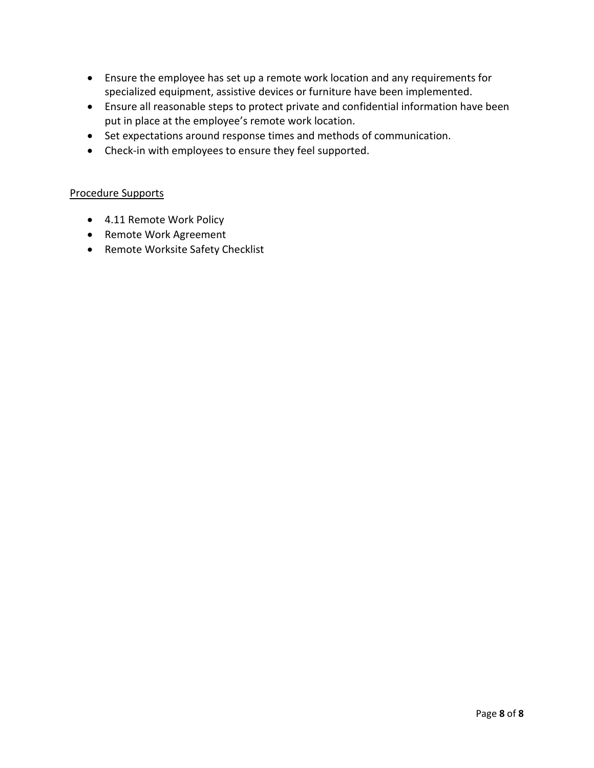- Ensure the employee has set up a remote work location and any requirements for specialized equipment, assistive devices or furniture have been implemented.
- Ensure all reasonable steps to protect private and confidential information have been put in place at the employee's remote work location.
- Set expectations around response times and methods of communication.
- Check-in with employees to ensure they feel supported.

<u>Procedure Supports</u>

- 4.11 Remote Work Policy
- Remote Work Agreement
- Remote Worksite Safety Checklist